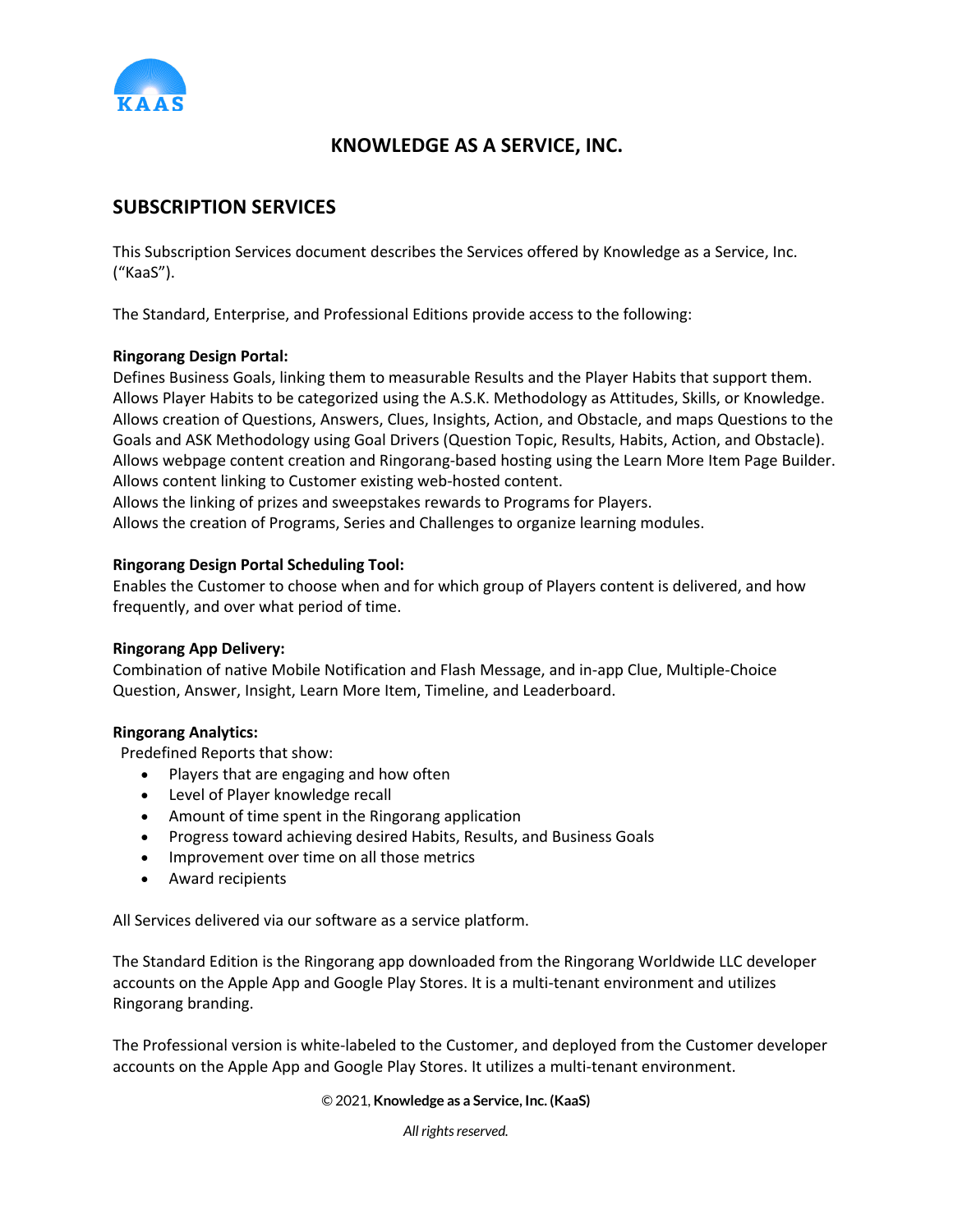KAAS

# KNOWLEDGE AS A SERVICE, INC.

## SUBSCRIPTION SERVICES

This Subscription Services document describes the Services offered by Knowledge as a Service, Inc. (“KaaS”).

The Standard, Enterprise, and Professional Editions provide access to the following:

**Ringorang Design Portal:**
Defines Business Goals, linking them to measurable Results and the Player Habits that support them.
Allows Player Habits to be categorized using the A.S.K. Methodology as Attitudes, Skills, or Knowledge.
Allows creation of Questions, Answers, Clues, Insights, Action, and Obstacle, and maps Questions to the Goals and ASK Methodology using Goal Drivers (Question Topic, Results, Habits, Action, and Obstacle).
Allows webpage content creation and Ringorang-based hosting using the Learn More Item Page Builder.
Allows content linking to Customer existing web-hosted content.
Allows the linking of prizes and sweepstakes rewards to Programs for Players.
Allows the creation of Programs, Series and Challenges to organize learning modules.

**Ringorang Design Portal Scheduling Tool:**
Enables the Customer to choose when and for which group of Players content is delivered, and how frequently, and over what period of time.

**Ringorang App Delivery:**
Combination of native Mobile Notification and Flash Message, and in-app Clue, Multiple-Choice Question, Answer, Insight, Learn More Item, Timeline, and Leaderboard.

**Ringorang Analytics:**
Predefined Reports that show:

- Players that are engaging and how often
- Level of Player knowledge recall
- Amount of time spent in the Ringorang application
- Progress toward achieving desired Habits, Results, and Business Goals
- Improvement over time on all those metrics
- Award recipients

All Services delivered via our software as a service platform.

The Standard Edition is the Ringorang app downloaded from the Ringorang Worldwide LLC developer accounts on the Apple App and Google Play Stores. It is a multi-tenant environment and utilizes Ringorang branding.

The Professional version is white-labeled to the Customer, and deployed from the Customer developer accounts on the Apple App and Google Play Stores. It utilizes a multi-tenant environment.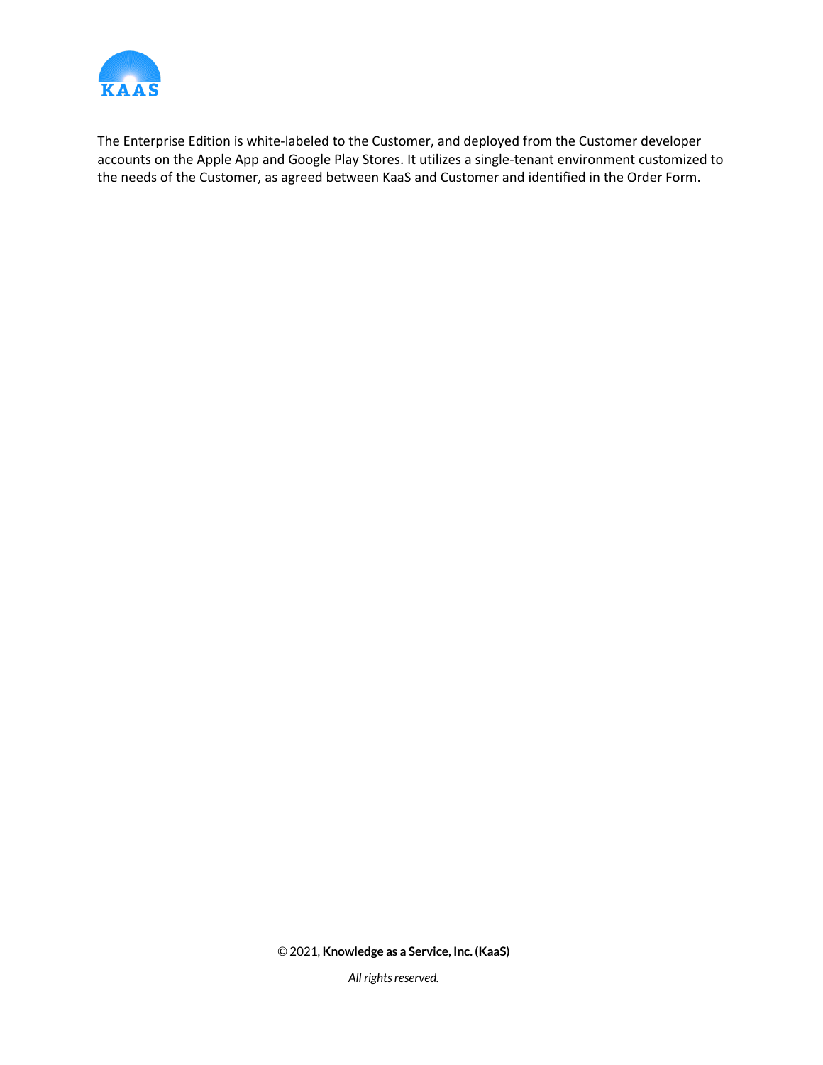The Enterprise Edition is white-labeled to the Customer, and deployed from the Customer developer accounts on the Apple App and Google Play Stores. It utilizes a single-tenant environment customized to the needs of the Customer, as agreed between KaaS and Customer and identified in the Order Form.

© 2021, **Knowledge as a Service, Inc. (KaaS)**

*All rights reserved.*